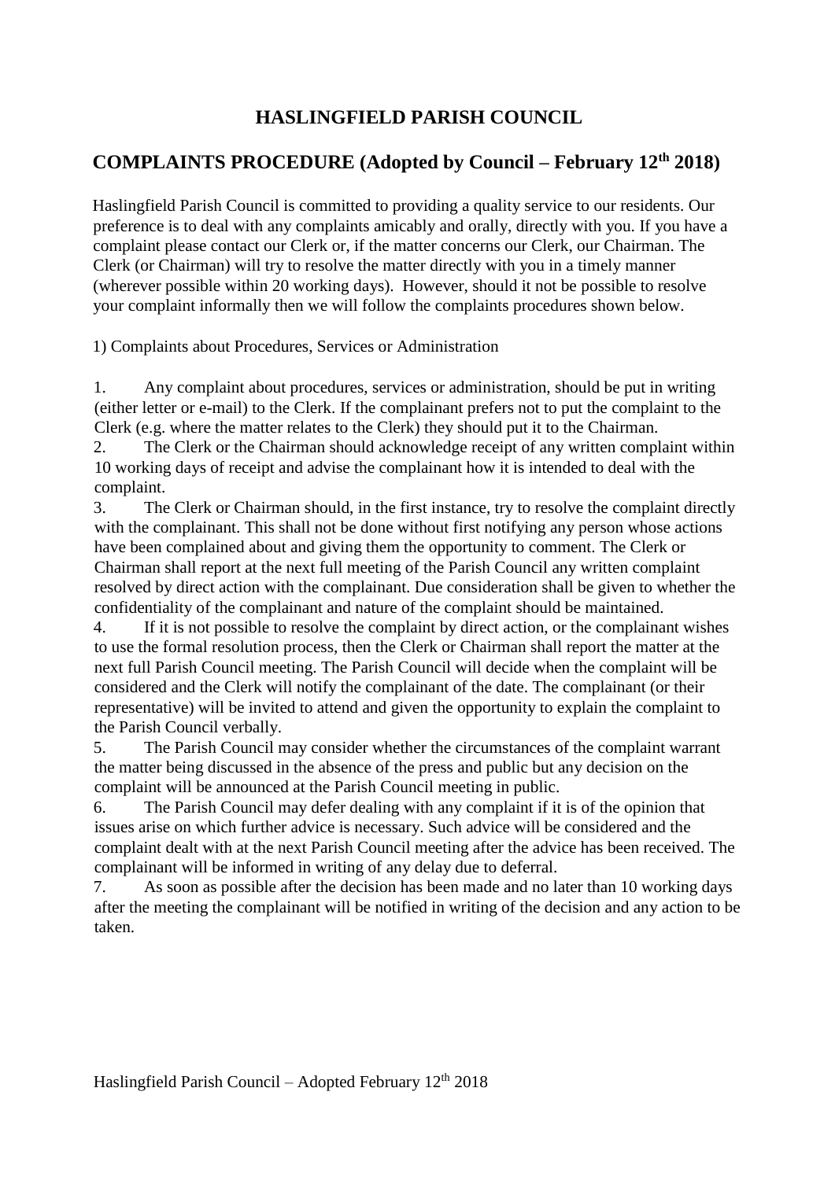# HASLINGFIELD PARISH COUNCIL

## COMPLAINTS PROCEDURE (Adopted by Council – February 12th 2018)

Haslingfield Parish Council is committed to providing a quality service to our residents. Our preference is to deal with any complaints amicably and orally, directly with you. If you have a complaint please contact our Clerk or, if the matter concerns our Clerk, our Chairman. The Clerk (or Chairman) will try to resolve the matter directly with you in a timely manner (wherever possible within 20 working days). However, should it not be possible to resolve your complaint informally then we will follow the complaints procedures shown below.

1) Complaints about Procedures, Services or Administration

1. Any complaint about procedures, services or administration, should be put in writing (either letter or e-mail) to the Clerk. If the complainant prefers not to put the complaint to the Clerk (e.g. where the matter relates to the Clerk) they should put it to the Chairman.
2. The Clerk or the Chairman should acknowledge receipt of any written complaint within 10 working days of receipt and advise the complainant how it is intended to deal with the complaint.
3. The Clerk or Chairman should, in the first instance, try to resolve the complaint directly with the complainant. This shall not be done without first notifying any person whose actions have been complained about and giving them the opportunity to comment. The Clerk or Chairman shall report at the next full meeting of the Parish Council any written complaint resolved by direct action with the complainant. Due consideration shall be given to whether the confidentiality of the complainant and nature of the complaint should be maintained.
4. If it is not possible to resolve the complaint by direct action, or the complainant wishes to use the formal resolution process, then the Clerk or Chairman shall report the matter at the next full Parish Council meeting. The Parish Council will decide when the complaint will be considered and the Clerk will notify the complainant of the date. The complainant (or their representative) will be invited to attend and given the opportunity to explain the complaint to the Parish Council verbally.
5. The Parish Council may consider whether the circumstances of the complaint warrant the matter being discussed in the absence of the press and public but any decision on the complaint will be announced at the Parish Council meeting in public.
6. The Parish Council may defer dealing with any complaint if it is of the opinion that issues arise on which further advice is necessary. Such advice will be considered and the complaint dealt with at the next Parish Council meeting after the advice has been received. The complainant will be informed in writing of any delay due to deferral.
7. As soon as possible after the decision has been made and no later than 10 working days after the meeting the complainant will be notified in writing of the decision and any action to be taken.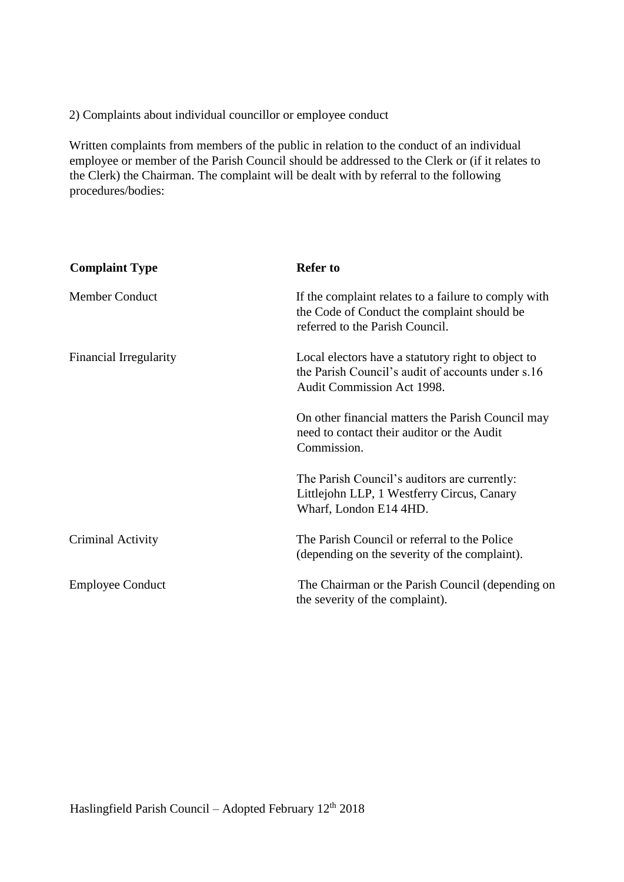## 2) Complaints about individual councillor or employee conduct

Written complaints from members of the public in relation to the conduct of an individual employee or member of the Parish Council should be addressed to the Clerk or (if it relates to the Clerk) the Chairman. The complaint will be dealt with by referral to the following procedures/bodies:

| Complaint Type | Refer to |
|---|---|
| Member Conduct | If the complaint relates to a failure to comply with the Code of Conduct the complaint should be referred to the Parish Council. |
| Financial Irregularity | Local electors have a statutory right to object to the Parish Council's audit of accounts under s.16 Audit Commission Act 1998. |
| | On other financial matters the Parish Council may need to contact their auditor or the Audit Commission. |
| | The Parish Council's auditors are currently: Littlejohn LLP, 1 Westferry Circus, Canary Wharf, London E14 4HD. |
| Criminal Activity | The Parish Council or referral to the Police (depending on the severity of the complaint). |
| Employee Conduct | The Chairman or the Parish Council (depending on the severity of the complaint). |

Haslingfield Parish Council – Adopted February 12th 2018